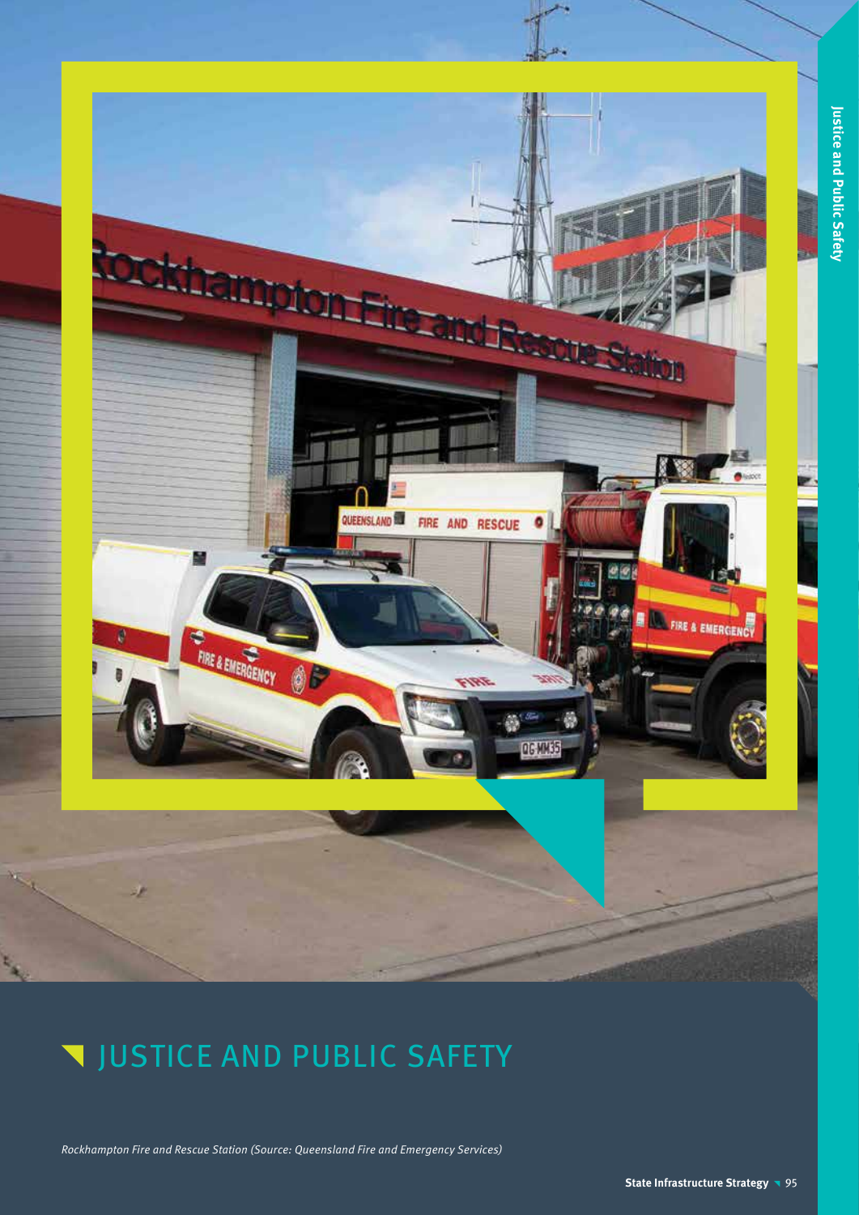# JUSTICE AND PUBLIC SAFETY

*Rockhampton Fire and Rescue Station (Source: Queensland Fire and Emergency Services)*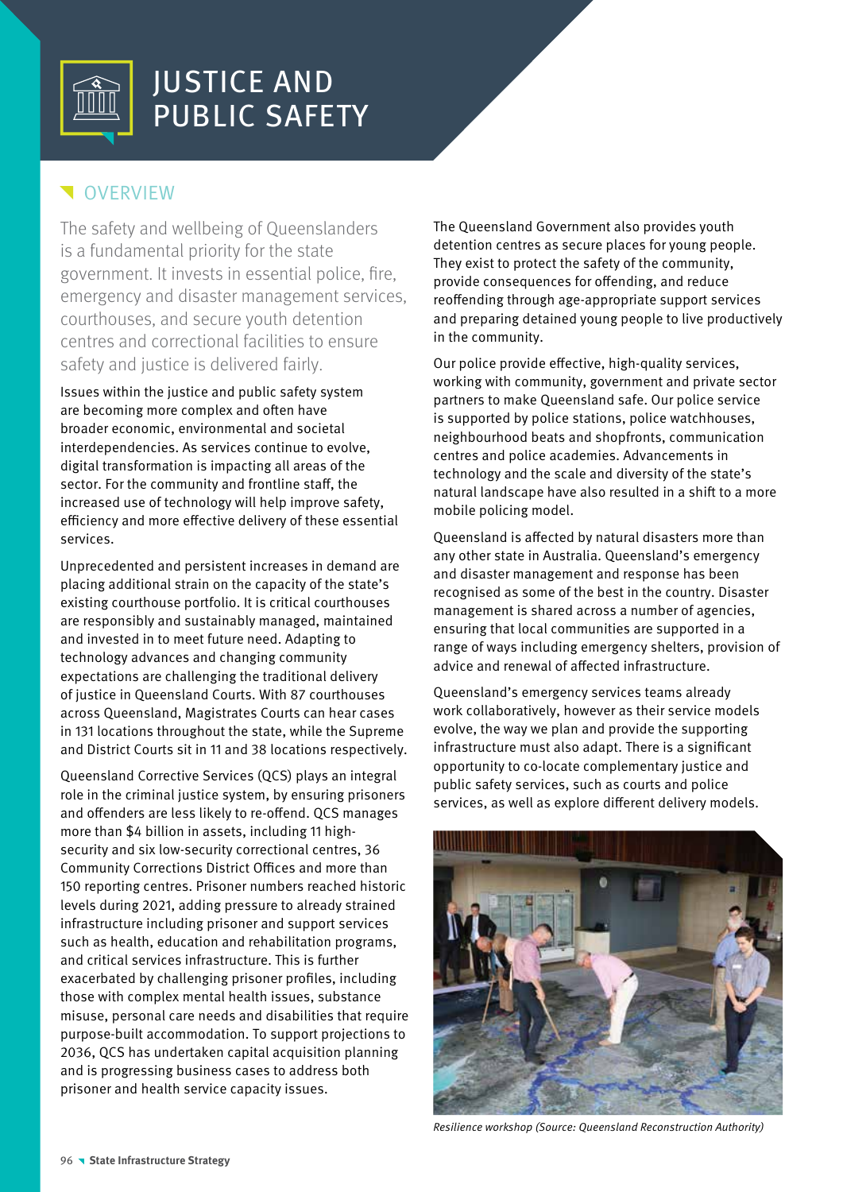# JUSTICE AND PUBLIC SAFETY

## OVERVIEW

The safety and wellbeing of Queenslanders is a fundamental priority for the state government. It invests in essential police, fire, emergency and disaster management services, courthouses, and secure youth detention centres and correctional facilities to ensure safety and justice is delivered fairly.

Issues within the justice and public safety system are becoming more complex and often have broader economic, environmental and societal interdependencies. As services continue to evolve, digital transformation is impacting all areas of the sector. For the community and frontline staff, the increased use of technology will help improve safety, efficiency and more effective delivery of these essential services.

Unprecedented and persistent increases in demand are placing additional strain on the capacity of the state's existing courthouse portfolio. It is critical courthouses are responsibly and sustainably managed, maintained and invested in to meet future need. Adapting to technology advances and changing community expectations are challenging the traditional delivery of justice in Queensland Courts. With 87 courthouses across Queensland, Magistrates Courts can hear cases in 131 locations throughout the state, while the Supreme and District Courts sit in 11 and 38 locations respectively.

Queensland Corrective Services (QCS) plays an integral role in the criminal justice system, by ensuring prisoners and offenders are less likely to re-offend. QCS manages more than $4 billion in assets, including 11 high-security and six low-security correctional centres, 36 Community Corrections District Offices and more than 150 reporting centres. Prisoner numbers reached historic levels during 2021, adding pressure to already strained infrastructure including prisoner and support services such as health, education and rehabilitation programs, and critical services infrastructure. This is further exacerbated by challenging prisoner profiles, including those with complex mental health issues, substance misuse, personal care needs and disabilities that require purpose-built accommodation. To support projections to 2036, QCS has undertaken capital acquisition planning and is progressing business cases to address both prisoner and health service capacity issues.

The Queensland Government also provides youth detention centres as secure places for young people. They exist to protect the safety of the community, provide consequences for offending, and reduce reoffending through age-appropriate support services and preparing detained young people to live productively in the community.

Our police provide effective, high-quality services, working with community, government and private sector partners to make Queensland safe. Our police service is supported by police stations, police watchhouses, neighbourhood beats and shopfronts, communication centres and police academies. Advancements in technology and the scale and diversity of the state's natural landscape have also resulted in a shift to a more mobile policing model.

Queensland is affected by natural disasters more than any other state in Australia. Queensland's emergency and disaster management and response has been recognised as some of the best in the country. Disaster management is shared across a number of agencies, ensuring that local communities are supported in a range of ways including emergency shelters, provision of advice and renewal of affected infrastructure.

Queensland's emergency services teams already work collaboratively, however as their service models evolve, the way we plan and provide the supporting infrastructure must also adapt. There is a significant opportunity to co-locate complementary justice and public safety services, such as courts and police services, as well as explore different delivery models.

*Resilience workshop (Source: Queensland Reconstruction Authority)*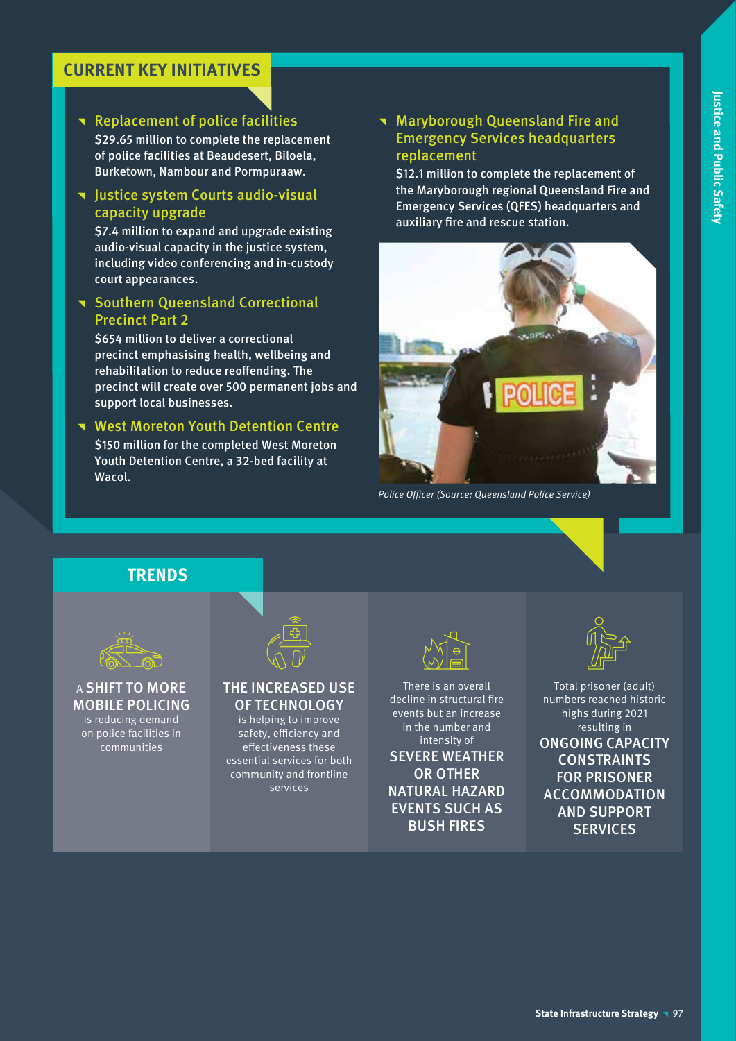## CURRENT KEY INITIATIVES

### Replacement of police facilities

$29.65 million to complete the replacement of police facilities at Beaudesert, Biloela, Burketown, Nambour and Pormpuraaw.

### Justice system Courts audio-visual capacity upgrade

$7.4 million to expand and upgrade existing audio-visual capacity in the justice system, including video conferencing and in-custody court appearances.

### Southern Queensland Correctional Precinct Part 2

$654 million to deliver a correctional precinct emphasising health, wellbeing and rehabilitation to reduce reoffending. The precinct will create over 500 permanent jobs and support local businesses.

### West Moreton Youth Detention Centre

$150 million for the completed West Moreton Youth Detention Centre, a 32-bed facility at Wacol.

### Maryborough Queensland Fire and Emergency Services headquarters replacement

$12.1 million to complete the replacement of the Maryborough regional Queensland Fire and Emergency Services (QFES) headquarters and auxiliary fire and rescue station.

*Police Officer (Source: Queensland Police Service)*

## TRENDS

A **SHIFT TO MORE MOBILE POLICING** is reducing demand on police facilities in communities

**THE INCREASED USE OF TECHNOLOGY** is helping to improve safety, efficiency and effectiveness these essential services for both community and frontline services

There is an overall decline in structural fire events but an increase in the number and intensity of **SEVERE WEATHER OR OTHER NATURAL HAZARD EVENTS SUCH AS BUSH FIRES**

Total prisoner (adult) numbers reached historic highs during 2021 resulting in **ONGOING CAPACITY CONSTRAINTS FOR PRISONER ACCOMMODATION AND SUPPORT SERVICES**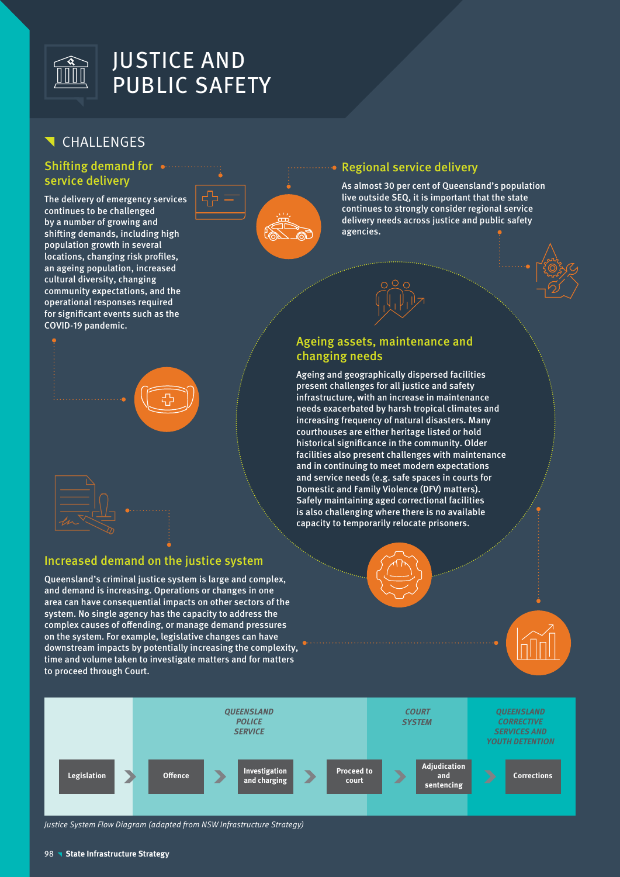# JUSTICE AND PUBLIC SAFETY

## CHALLENGES

### Shifting demand for service delivery

The delivery of emergency services continues to be challenged by a number of growing and shifting demands, including high population growth in several locations, changing risk profiles, an ageing population, increased cultural diversity, changing community expectations, and the operational responses required for significant events such as the COVID-19 pandemic.

### Regional service delivery

As almost 30 per cent of Queensland's population live outside SEQ, it is important that the state continues to strongly consider regional service delivery needs across justice and public safety agencies.

### Ageing assets, maintenance and changing needs

Ageing and geographically dispersed facilities present challenges for all justice and safety infrastructure, with an increase in maintenance needs exacerbated by harsh tropical climates and increasing frequency of natural disasters. Many courthouses are either heritage listed or hold historical significance in the community. Older facilities also present challenges with maintenance and in continuing to meet modern expectations and service needs (e.g. safe spaces in courts for Domestic and Family Violence (DFV) matters). Safely maintaining aged correctional facilities is also challenging where there is no available capacity to temporarily relocate prisoners.

### Increased demand on the justice system

Queensland's criminal justice system is large and complex, and demand is increasing. Operations or changes in one area can have consequential impacts on other sectors of the system. No single agency has the capacity to address the complex causes of offending, or manage demand pressures on the system. For example, legislative changes can have downstream impacts by potentially increasing the complexity, time and volume taken to investigate matters and for matters to proceed through Court.

| | *QUEENSLAND POLICE SERVICE* | | | *COURT SYSTEM* | *QUEENSLAND CORRECTIVE SERVICES AND YOUTH DETENTION* |
|---|---|---|---|---|---|
| **Legislation** | **Offence** | **Investigation and charging** | **Proceed to court** | **Adjudication and sentencing** | **Corrections** |

*Justice System Flow Diagram (adapted from NSW Infrastructure Strategy)*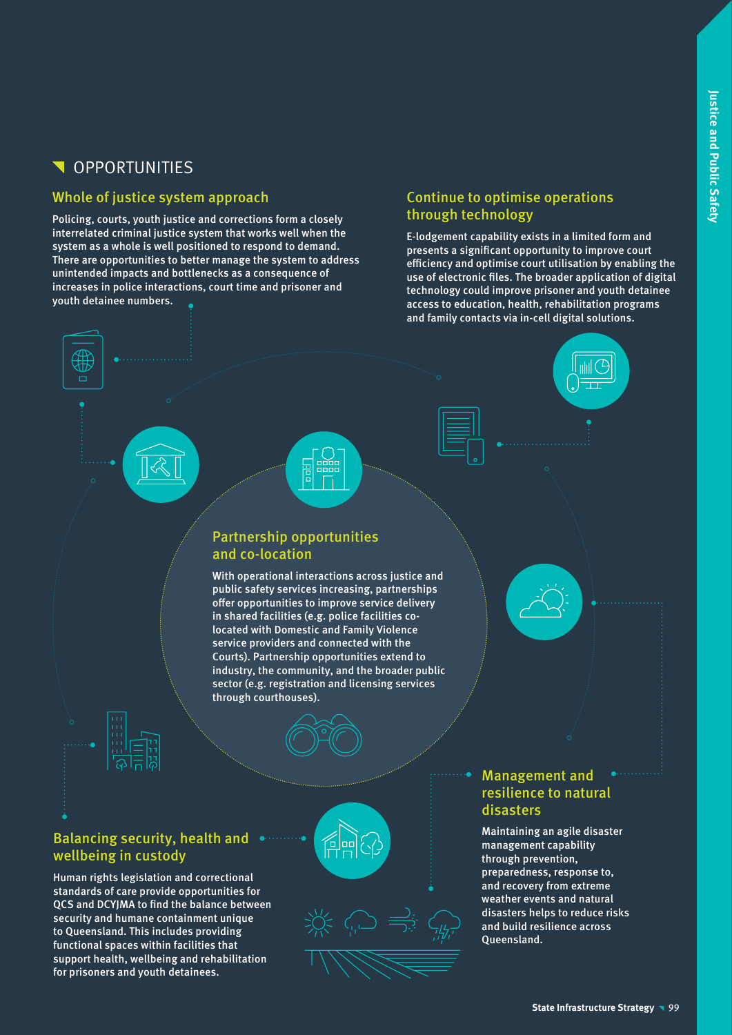## OPPORTUNITIES

### Whole of justice system approach

Policing, courts, youth justice and corrections form a closely interrelated criminal justice system that works well when the system as a whole is well positioned to respond to demand. There are opportunities to better manage the system to address unintended impacts and bottlenecks as a consequence of increases in police interactions, court time and prisoner and youth detainee numbers.

### Continue to optimise operations through technology

E-lodgement capability exists in a limited form and presents a significant opportunity to improve court efficiency and optimise court utilisation by enabling the use of electronic files. The broader application of digital technology could improve prisoner and youth detainee access to education, health, rehabilitation programs and family contacts via in-cell digital solutions.

### Partnership opportunities and co-location

With operational interactions across justice and public safety services increasing, partnerships offer opportunities to improve service delivery in shared facilities (e.g. police facilities co-located with Domestic and Family Violence service providers and connected with the Courts). Partnership opportunities extend to industry, the community, and the broader public sector (e.g. registration and licensing services through courthouses).

### Management and resilience to natural disasters

Maintaining an agile disaster management capability through prevention, preparedness, response to, and recovery from extreme weather events and natural disasters helps to reduce risks and build resilience across Queensland.

### Balancing security, health and wellbeing in custody

Human rights legislation and correctional standards of care provide opportunities for QCS and DCYJMA to find the balance between security and humane containment unique to Queensland. This includes providing functional spaces within facilities that support health, wellbeing and rehabilitation for prisoners and youth detainees.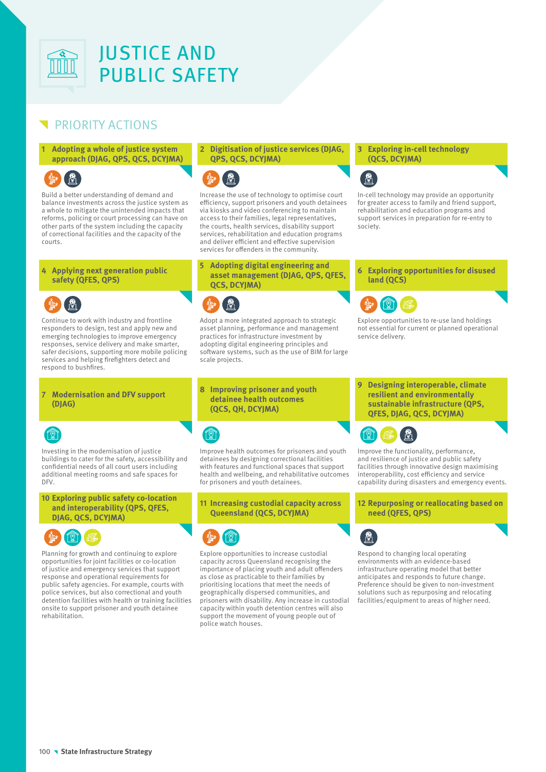# JUSTICE AND PUBLIC SAFETY

## PRIORITY ACTIONS

### 1 Adopting a whole of justice system approach (DJAG, QPS, QCS, DCYJMA)

Build a better understanding of demand and balance investments across the justice system as a whole to mitigate the unintended impacts that reforms, policing or court processing can have on other parts of the system including the capacity of correctional facilities and the capacity of the courts.

### 2 Digitisation of justice services (DJAG, QPS, QCS, DCYJMA)

Increase the use of technology to optimise court efficiency, support prisoners and youth detainees via kiosks and video conferencing to maintain access to their families, legal representatives, the courts, health services, disability support services, rehabilitation and education programs and deliver efficient and effective supervision services for offenders in the community.

### 3 Exploring in-cell technology (QCS, DCYJMA)

In-cell technology may provide an opportunity for greater access to family and friend support, rehabilitation and education programs and support services in preparation for re-entry to society.

### 4 Applying next generation public safety (QFES, QPS)

Continue to work with industry and frontline responders to design, test and apply new and emerging technologies to improve emergency responses, service delivery and make smarter, safer decisions, supporting more mobile policing services and helping firefighters detect and respond to bushfires.

### 5 Adopting digital engineering and asset management (DJAG, QPS, QFES, QCS, DCYJMA)

Adopt a more integrated approach to strategic asset planning, performance and management practices for infrastructure investment by adopting digital engineering principles and software systems, such as the use of BIM for large scale projects.

### 6 Exploring opportunities for disused land (QCS)

Explore opportunities to re-use land holdings not essential for current or planned operational service delivery.

### 7 Modernisation and DFV support (DJAG)

Investing in the modernisation of justice buildings to cater for the safety, accessibility and confidential needs of all court users including additional meeting rooms and safe spaces for DFV.

### 8 Improving prisoner and youth detainee health outcomes (QCS, QH, DCYJMA)

Improve health outcomes for prisoners and youth detainees by designing correctional facilities with features and functional spaces that support health and wellbeing, and rehabilitative outcomes for prisoners and youth detainees.

### 9 Designing interoperable, climate resilient and environmentally sustainable infrastructure (QPS, QFES, DJAG, QCS, DCYJMA)

Improve the functionality, performance, and resilience of justice and public safety facilities through innovative design maximising interoperability, cost efficiency and service capability during disasters and emergency events.

### 10 Exploring public safety co-location and interoperability (QPS, QFES, DJAG, QCS, DCYJMA)

Planning for growth and continuing to explore opportunities for joint facilities or co-location of justice and emergency services that support response and operational requirements for public safety agencies. For example, courts with police services, but also correctional and youth detention facilities with health or training facilities onsite to support prisoner and youth detainee rehabilitation.

### 11 Increasing custodial capacity across Queensland (QCS, DCYJMA)

Explore opportunities to increase custodial capacity across Queensland recognising the importance of placing youth and adult offenders as close as practicable to their families by prioritising locations that meet the needs of geographically dispersed communities, and prisoners with disability. Any increase in custodial capacity within youth detention centres will also support the movement of young people out of police watch houses.

### 12 Repurposing or reallocating based on need (QFES, QPS)

Respond to changing local operating environments with an evidence-based infrastructure operating model that better anticipates and responds to future change. Preference should be given to non-investment solutions such as repurposing and relocating facilities/equipment to areas of higher need.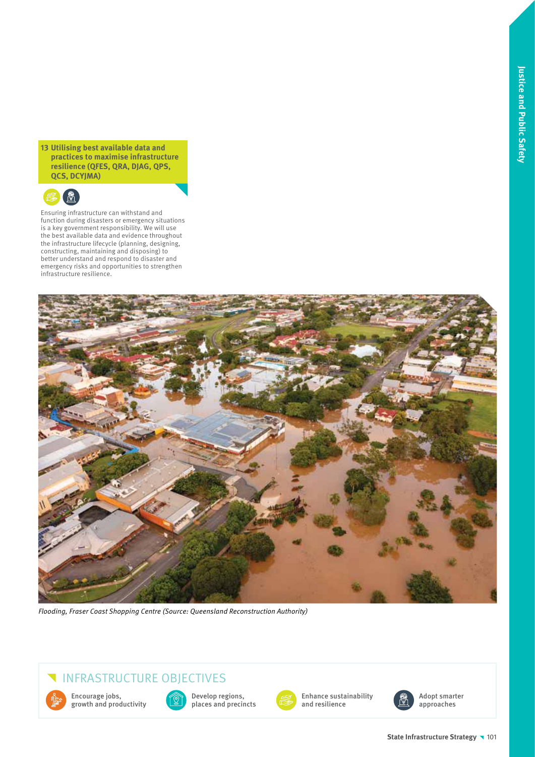**13 Utilising best available data and practices to maximise infrastructure resilience (QFES, QRA, DJAG, QPS, QCS, DCYJMA)**

Ensuring infrastructure can withstand and function during disasters or emergency situations is a key government responsibility. We will use the best available data and evidence throughout the infrastructure lifecycle (planning, designing, constructing, maintaining and disposing) to better understand and respond to disaster and emergency risks and opportunities to strengthen infrastructure resilience.

*Flooding, Fraser Coast Shopping Centre (Source: Queensland Reconstruction Authority)*

## INFRASTRUCTURE OBJECTIVES

- Encourage jobs, growth and productivity
- Develop regions, places and precincts
- Enhance sustainability and resilience
- Adopt smarter approaches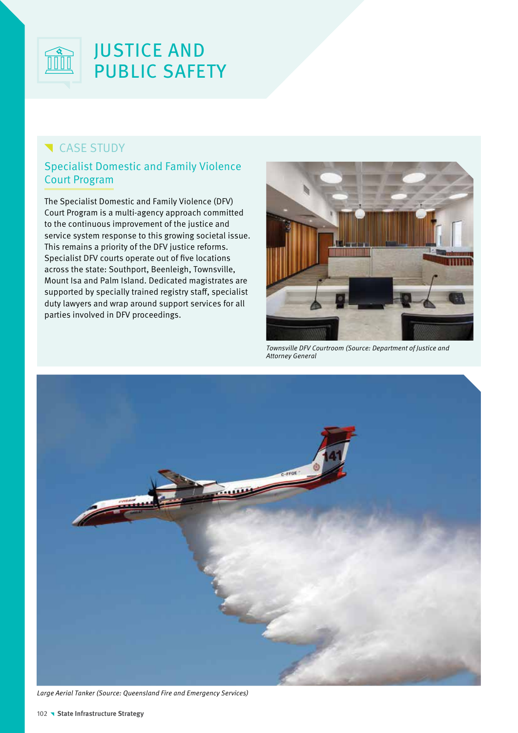# JUSTICE AND PUBLIC SAFETY

## CASE STUDY

### Specialist Domestic and Family Violence Court Program

The Specialist Domestic and Family Violence (DFV) Court Program is a multi-agency approach committed to the continuous improvement of the justice and service system response to this growing societal issue. This remains a priority of the DFV justice reforms. Specialist DFV courts operate out of five locations across the state: Southport, Beenleigh, Townsville, Mount Isa and Palm Island. Dedicated magistrates are supported by specially trained registry staff, specialist duty lawyers and wrap around support services for all parties involved in DFV proceedings.

*Townsville DFV Courtroom (Source: Department of Justice and Attorney General*

*Large Aerial Tanker (Source: Queensland Fire and Emergency Services)*